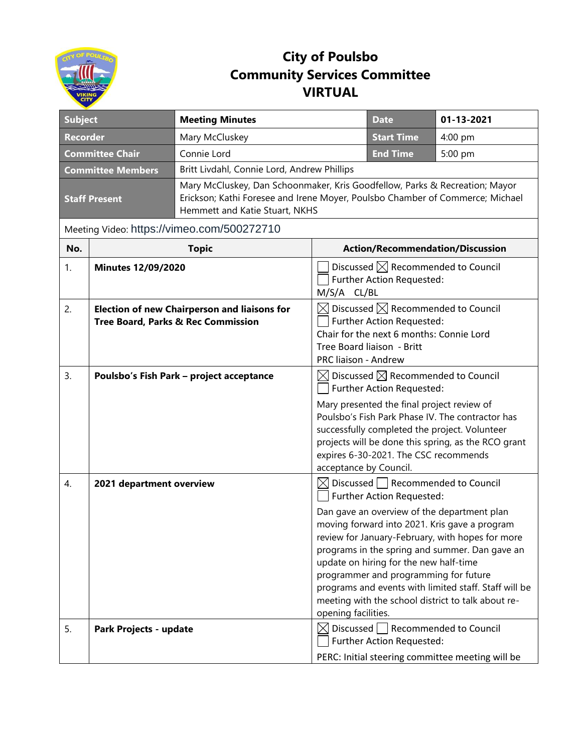# City of Poulsbo
# Community Services Committee
# VIRTUAL

| **Subject** | **Meeting Minutes** | **Date** | **01-13-2021** |
|---|---|---|---|
| **Recorder** | Mary McCluskey | **Start Time** | 4:00 pm |
| **Committee Chair** | Connie Lord | **End Time** | 5:00 pm |
| **Committee Members** | Britt Livdahl, Connie Lord, Andrew Phillips | | |
| **Staff Present** | Mary McCluskey, Dan Schoonmaker, Kris Goodfellow, Parks & Recreation; Mayor Erickson; Kathi Foresee and Irene Moyer, Poulsbo Chamber of Commerce; Michael Hemmett and Katie Stuart, NKHS | | |

Meeting Video: https://vimeo.com/500272710

| No. | Topic | Action/Recommendation/Discussion |
|---|---|---|
| 1. | **Minutes 12/09/2020** | ☐ Discussed ☒ Recommended to Council<br>☐ Further Action Requested:<br>M/S/A CL/BL |
| 2. | **Election of new Chairperson and liaisons for Tree Board, Parks & Rec Commission** | ☒ Discussed ☒ Recommended to Council<br>☐ Further Action Requested:<br>Chair for the next 6 months: Connie Lord<br>Tree Board liaison - Britt<br>PRC liaison - Andrew |
| 3. | **Poulsbo's Fish Park – project acceptance** | ☒ Discussed ☒ Recommended to Council<br>☐ Further Action Requested:<br>Mary presented the final project review of Poulsbo's Fish Park Phase IV. The contractor has successfully completed the project. Volunteer projects will be done this spring, as the RCO grant expires 6-30-2021. The CSC recommends acceptance by Council. |
| 4. | **2021 department overview** | ☒ Discussed ☐ Recommended to Council<br>☐ Further Action Requested:<br>Dan gave an overview of the department plan moving forward into 2021. Kris gave a program review for January-February, with hopes for more programs in the spring and summer. Dan gave an update on hiring for the new half-time programmer and programming for future programs and events with limited staff. Staff will be meeting with the school district to talk about re-opening facilities. |
| 5. | **Park Projects - update** | ☒ Discussed ☐ Recommended to Council<br>☐ Further Action Requested:<br>PERC: Initial steering committee meeting will be |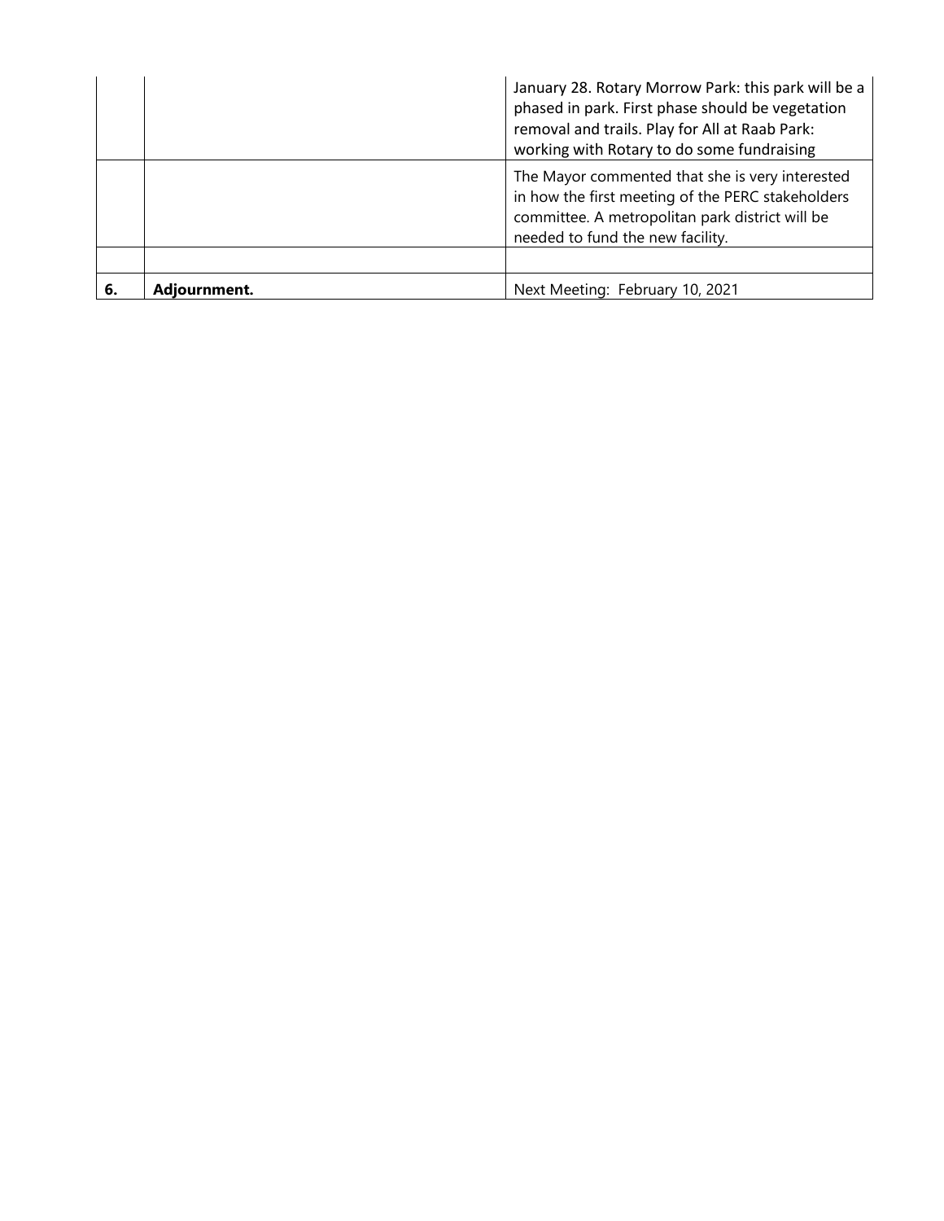| | | |
|---|---|---|
| | | January 28. Rotary Morrow Park: this park will be a phased in park. First phase should be vegetation removal and trails. Play for All at Raab Park: working with Rotary to do some fundraising |
| | | The Mayor commented that she is very interested in how the first meeting of the PERC stakeholders committee. A metropolitan park district will be needed to fund the new facility. |
| | | |
| **6.** | **Adjournment.** | Next Meeting: February 10, 2021 |